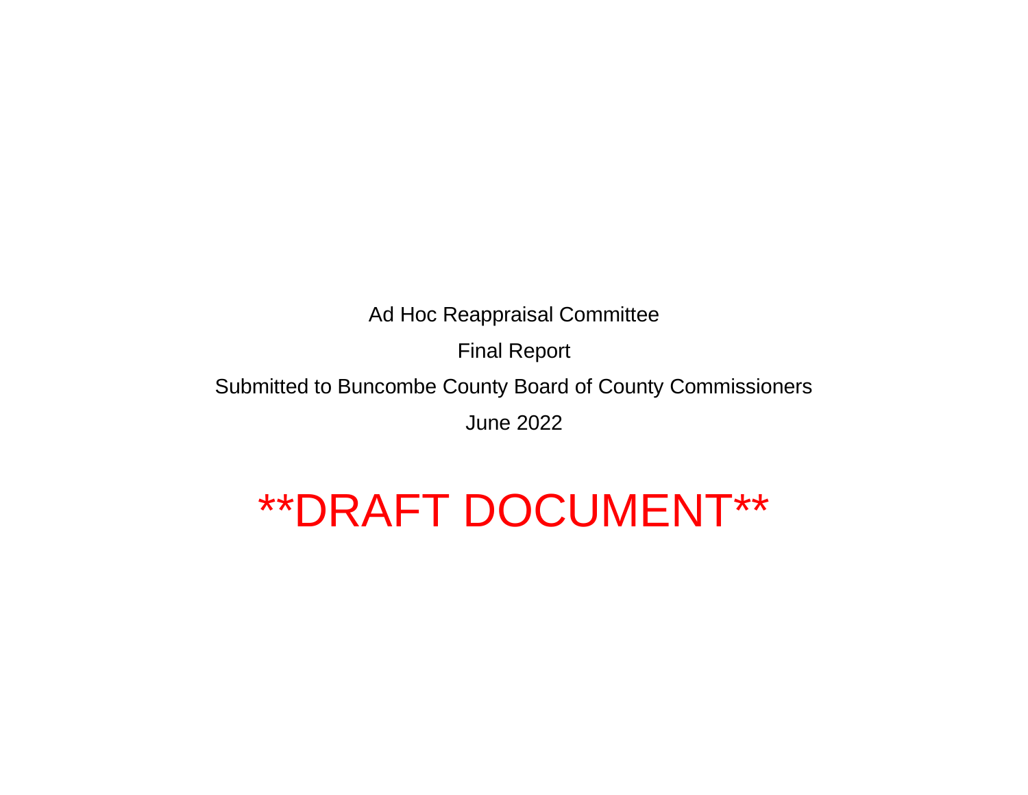Ad Hoc Reappraisal Committee

Final Report

Submitted to Buncombe County Board of County Commissioners

June 2022

**DRAFT DOCUMENT**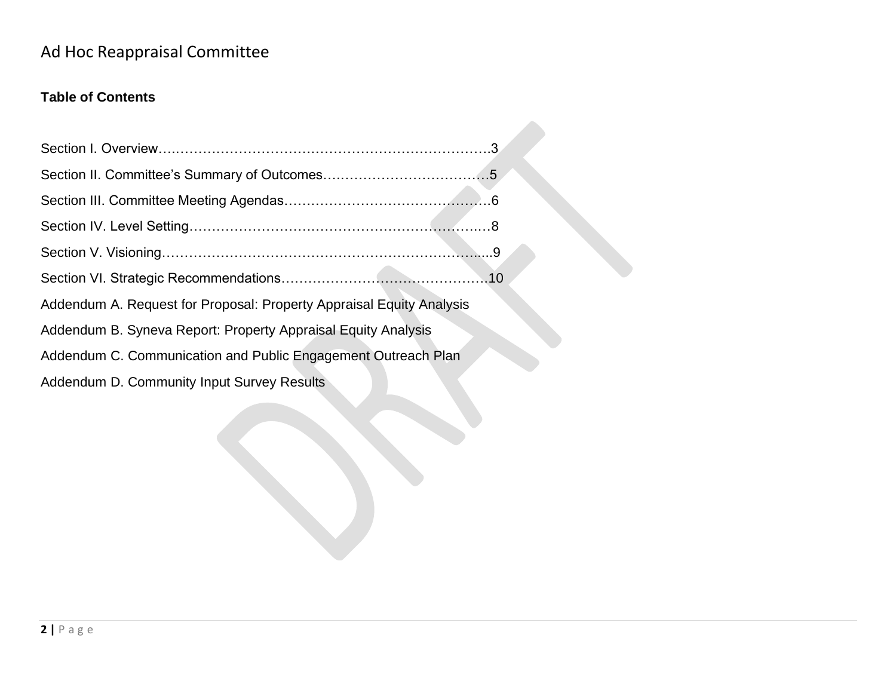Ad Hoc Reappraisal Committee

**Table of Contents**

Section I. Overview……………………………………………………………….3

Section II. Committee's Summary of Outcomes………………………………5

Section III. Committee Meeting Agendas………………………………………6

Section IV. Level Setting…………………………………………………………8

Section V. Visioning……………………………………………………………....9

Section VI. Strategic Recommendations………………………………………10

Addendum A. Request for Proposal: Property Appraisal Equity Analysis

Addendum B. Syneva Report: Property Appraisal Equity Analysis

Addendum C. Communication and Public Engagement Outreach Plan

Addendum D. Community Input Survey Results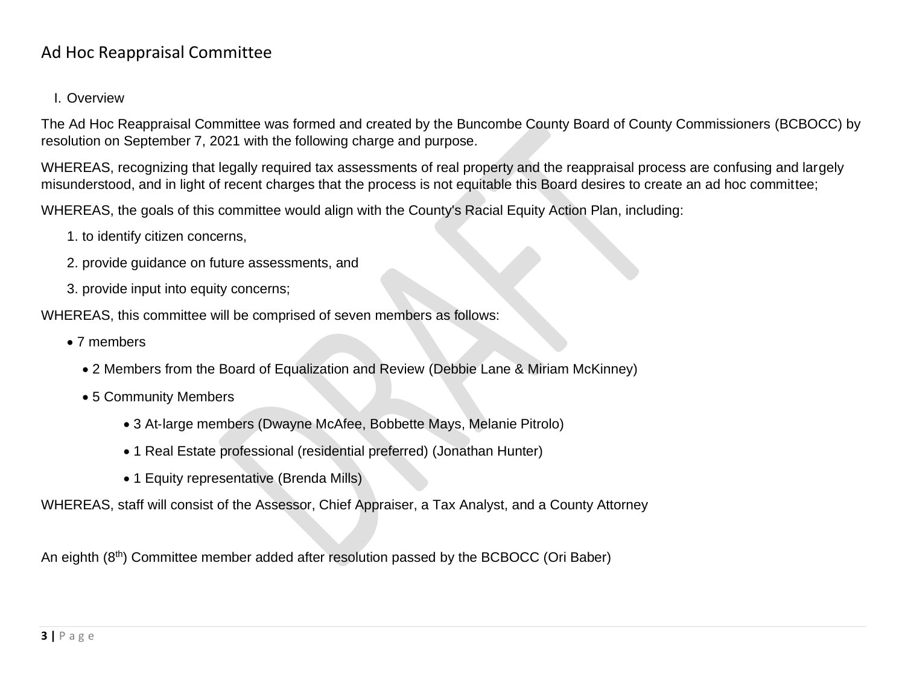# Ad Hoc Reappraisal Committee

I. Overview

The Ad Hoc Reappraisal Committee was formed and created by the Buncombe County Board of County Commissioners (BCBOCC) by resolution on September 7, 2021 with the following charge and purpose.

WHEREAS, recognizing that legally required tax assessments of real property and the reappraisal process are confusing and largely misunderstood, and in light of recent charges that the process is not equitable this Board desires to create an ad hoc committee;

WHEREAS, the goals of this committee would align with the County's Racial Equity Action Plan, including:

1. to identify citizen concerns,
2. provide guidance on future assessments, and
3. provide input into equity concerns;

WHEREAS, this committee will be comprised of seven members as follows:

- 7 members
  - 2 Members from the Board of Equalization and Review (Debbie Lane & Miriam McKinney)
  - 5 Community Members
    - 3 At-large members (Dwayne McAfee, Bobbette Mays, Melanie Pitrolo)
    - 1 Real Estate professional (residential preferred) (Jonathan Hunter)
    - 1 Equity representative (Brenda Mills)

WHEREAS, staff will consist of the Assessor, Chief Appraiser, a Tax Analyst, and a County Attorney

An eighth (8th) Committee member added after resolution passed by the BCBOCC (Ori Baber)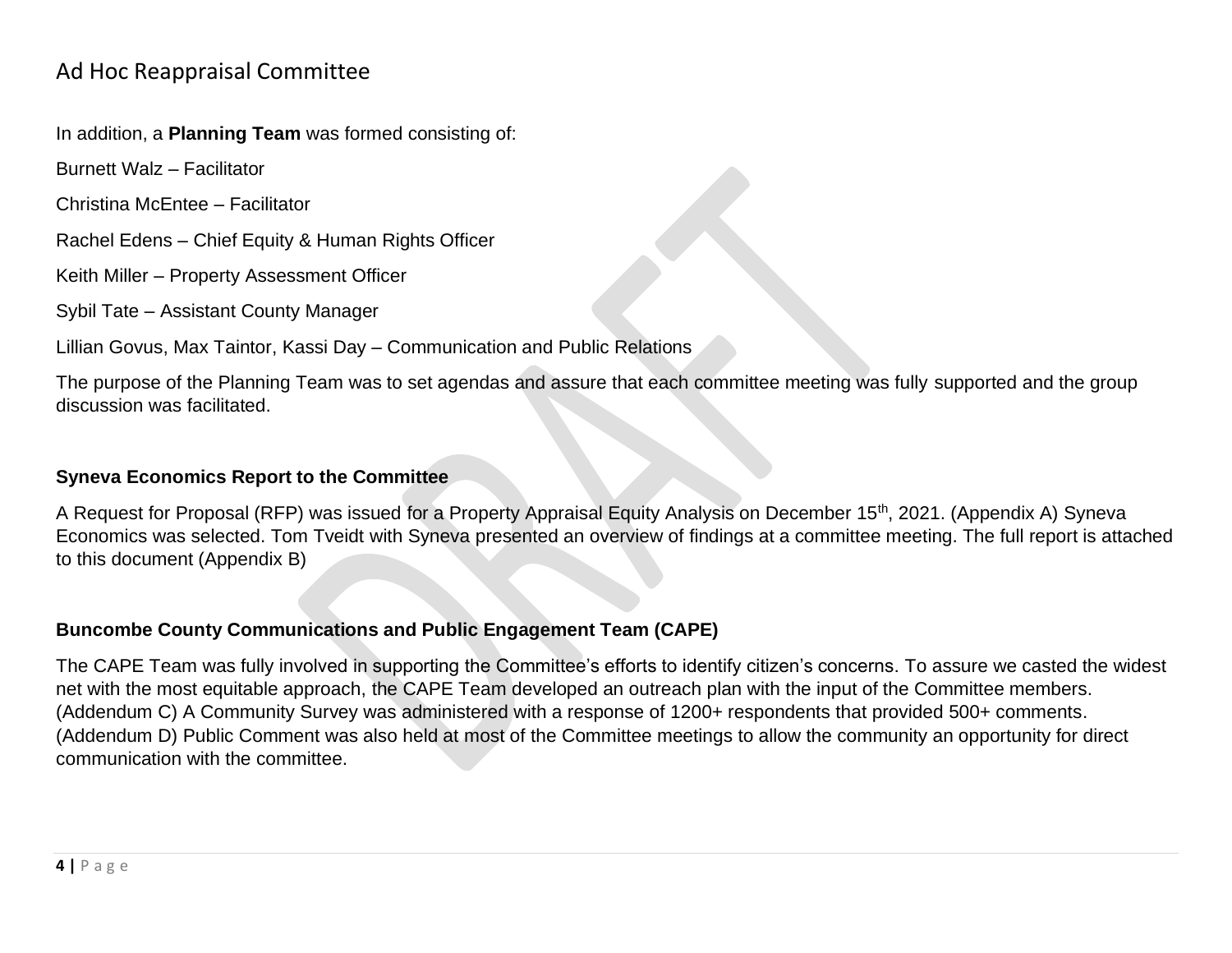In addition, a **Planning Team** was formed consisting of:

Burnett Walz – Facilitator

Christina McEntee – Facilitator

Rachel Edens – Chief Equity & Human Rights Officer

Keith Miller – Property Assessment Officer

Sybil Tate – Assistant County Manager

Lillian Govus, Max Taintor, Kassi Day – Communication and Public Relations

The purpose of the Planning Team was to set agendas and assure that each committee meeting was fully supported and the group discussion was facilitated.

### Syneva Economics Report to the Committee

A Request for Proposal (RFP) was issued for a Property Appraisal Equity Analysis on December 15th, 2021. (Appendix A) Syneva Economics was selected. Tom Tveidt with Syneva presented an overview of findings at a committee meeting. The full report is attached to this document (Appendix B)

### Buncombe County Communications and Public Engagement Team (CAPE)

The CAPE Team was fully involved in supporting the Committee's efforts to identify citizen's concerns. To assure we casted the widest net with the most equitable approach, the CAPE Team developed an outreach plan with the input of the Committee members. (Addendum C) A Community Survey was administered with a response of 1200+ respondents that provided 500+ comments. (Addendum D) Public Comment was also held at most of the Committee meetings to allow the community an opportunity for direct communication with the committee.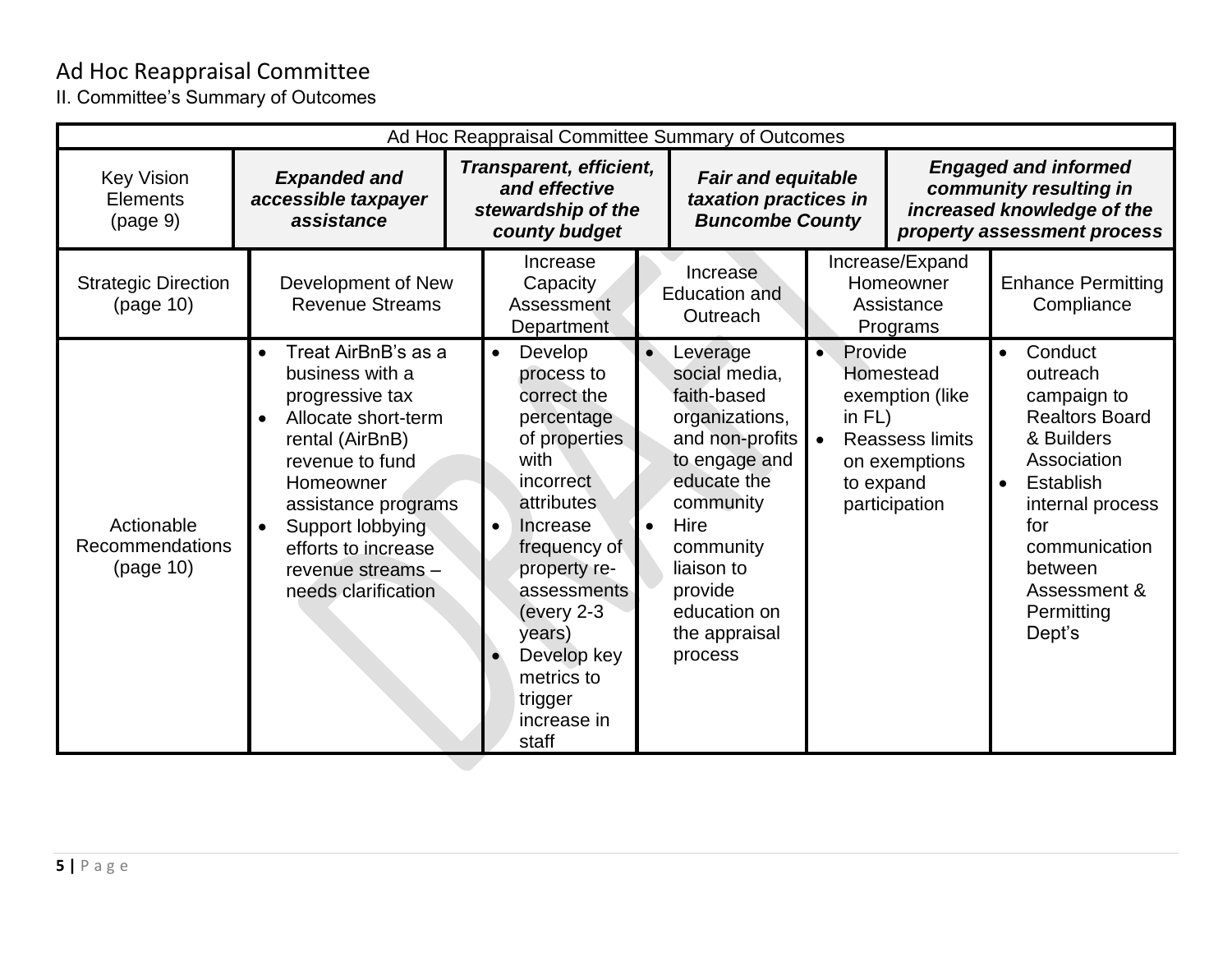# Ad Hoc Reappraisal Committee

II. Committee's Summary of Outcomes

| Ad Hoc Reappraisal Committee Summary of Outcomes | | | | | |
|---|---|---|---|---|---|
| Key Vision Elements (page 9) | ***Expanded and accessible taxpayer assistance*** | ***Transparent, efficient, and effective stewardship of the county budget*** | ***Fair and equitable taxation practices in Buncombe County*** | ***Engaged and informed community resulting in increased knowledge of the property assessment process*** | |
| Strategic Direction (page 10) | Development of New Revenue Streams | Increase Capacity Assessment Department | Increase Education and Outreach | Increase/Expand Homeowner Assistance Programs | Enhance Permitting Compliance |
| Actionable Recommendations (page 10) | • Treat AirBnB's as a business with a progressive tax<br>• Allocate short-term rental (AirBnB) revenue to fund Homeowner assistance programs<br>• Support lobbying efforts to increase revenue streams – needs clarification | • Develop process to correct the percentage of properties with incorrect attributes<br>• Increase frequency of property re-assessments (every 2-3 years)<br>• Develop key metrics to trigger increase in staff | • Leverage social media, faith-based organizations, and non-profits to engage and educate the community<br>• Hire community liaison to provide education on the appraisal process | • Provide Homestead exemption (like in FL)<br>• Reassess limits on exemptions to expand participation | • Conduct outreach campaign to Realtors Board & Builders Association<br>• Establish internal process for communication between Assessment & Permitting Dept's |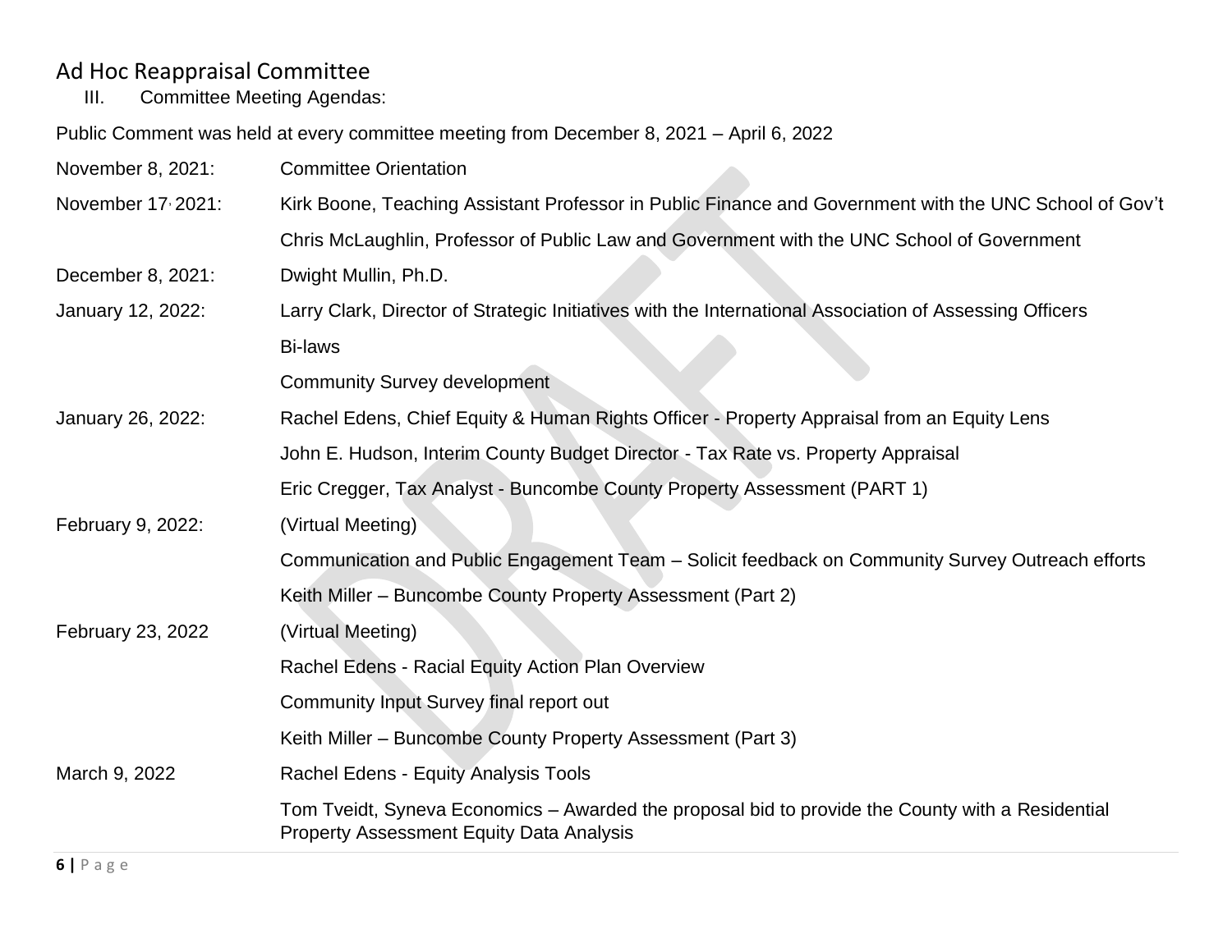# Ad Hoc Reappraisal Committee

III. Committee Meeting Agendas:

Public Comment was held at every committee meeting from December 8, 2021 – April 6, 2022

| | |
|---|---|
| November 8, 2021: | Committee Orientation |
| November 17, 2021: | Kirk Boone, Teaching Assistant Professor in Public Finance and Government with the UNC School of Gov't |
| | Chris McLaughlin, Professor of Public Law and Government with the UNC School of Government |
| December 8, 2021: | Dwight Mullin, Ph.D. |
| January 12, 2022: | Larry Clark, Director of Strategic Initiatives with the International Association of Assessing Officers |
| | Bi-laws |
| | Community Survey development |
| January 26, 2022: | Rachel Edens, Chief Equity & Human Rights Officer - Property Appraisal from an Equity Lens |
| | John E. Hudson, Interim County Budget Director - Tax Rate vs. Property Appraisal |
| | Eric Cregger, Tax Analyst - Buncombe County Property Assessment (PART 1) |
| February 9, 2022: | (Virtual Meeting) |
| | Communication and Public Engagement Team – Solicit feedback on Community Survey Outreach efforts |
| | Keith Miller – Buncombe County Property Assessment (Part 2) |
| February 23, 2022 | (Virtual Meeting) |
| | Rachel Edens - Racial Equity Action Plan Overview |
| | Community Input Survey final report out |
| | Keith Miller – Buncombe County Property Assessment (Part 3) |
| March 9, 2022 | Rachel Edens - Equity Analysis Tools |
| | Tom Tveidt, Syneva Economics – Awarded the proposal bid to provide the County with a Residential Property Assessment Equity Data Analysis |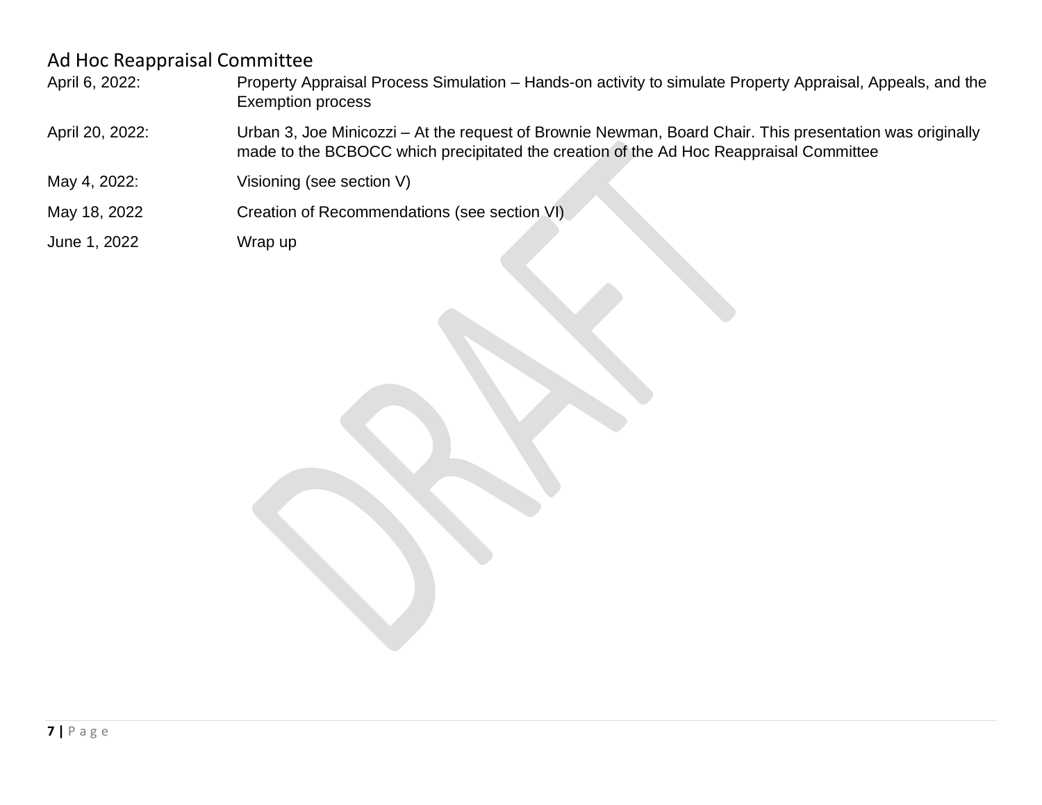## Ad Hoc Reappraisal Committee

| | |
|---|---|
| April 6, 2022: | Property Appraisal Process Simulation – Hands-on activity to simulate Property Appraisal, Appeals, and the Exemption process |
| April 20, 2022: | Urban 3, Joe Minicozzi – At the request of Brownie Newman, Board Chair. This presentation was originally made to the BCBOCC which precipitated the creation of the Ad Hoc Reappraisal Committee |
| May 4, 2022: | Visioning (see section V) |
| May 18, 2022 | Creation of Recommendations (see section VI) |
| June 1, 2022 | Wrap up |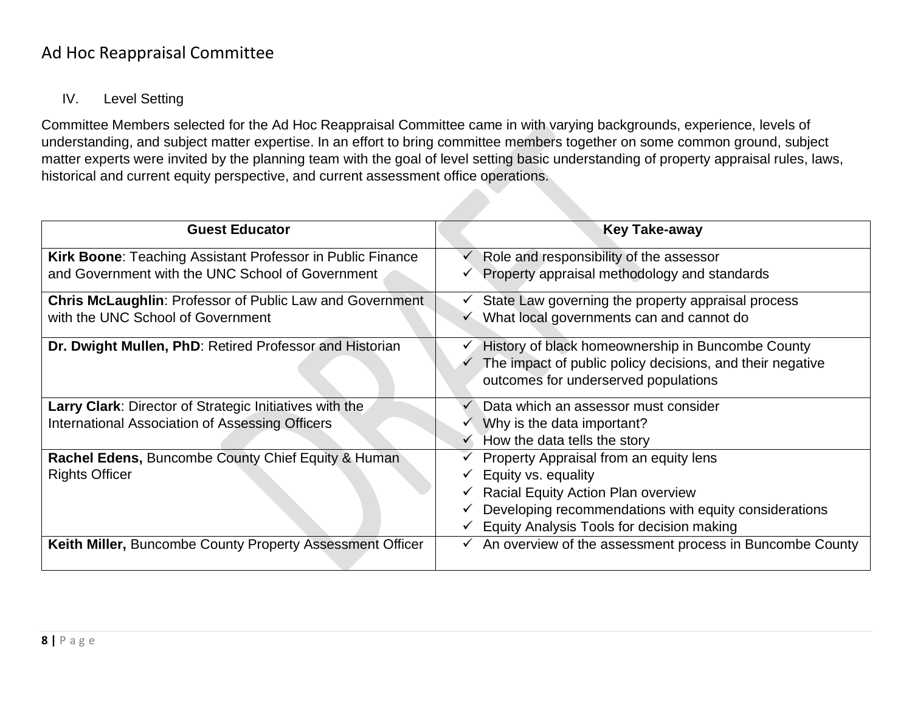# Ad Hoc Reappraisal Committee

## IV. Level Setting

Committee Members selected for the Ad Hoc Reappraisal Committee came in with varying backgrounds, experience, levels of understanding, and subject matter expertise. In an effort to bring committee members together on some common ground, subject matter experts were invited by the planning team with the goal of level setting basic understanding of property appraisal rules, laws, historical and current equity perspective, and current assessment office operations.

| Guest Educator | Key Take-away |
| --- | --- |
| **Kirk Boone**: Teaching Assistant Professor in Public Finance and Government with the UNC School of Government | ✓ Role and responsibility of the assessor<br>✓ Property appraisal methodology and standards |
| **Chris McLaughlin**: Professor of Public Law and Government with the UNC School of Government | ✓ State Law governing the property appraisal process<br>✓ What local governments can and cannot do |
| **Dr. Dwight Mullen, PhD**: Retired Professor and Historian | ✓ History of black homeownership in Buncombe County<br>✓ The impact of public policy decisions, and their negative outcomes for underserved populations |
| **Larry Clark**: Director of Strategic Initiatives with the International Association of Assessing Officers | ✓ Data which an assessor must consider<br>✓ Why is the data important?<br>✓ How the data tells the story |
| **Rachel Edens,** Buncombe County Chief Equity & Human Rights Officer | ✓ Property Appraisal from an equity lens<br>✓ Equity vs. equality<br>✓ Racial Equity Action Plan overview<br>✓ Developing recommendations with equity considerations<br>✓ Equity Analysis Tools for decision making |
| **Keith Miller,** Buncombe County Property Assessment Officer | ✓ An overview of the assessment process in Buncombe County |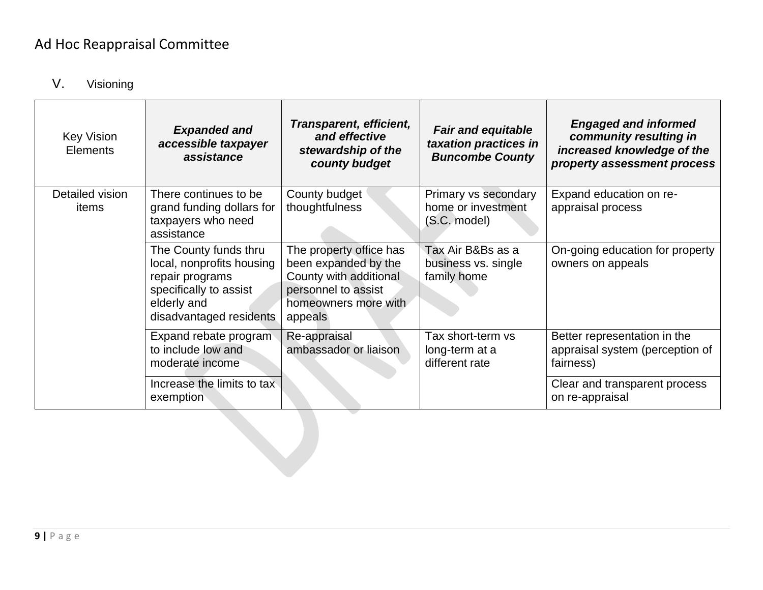## V. Visioning

| Key Vision Elements | ***Expanded and accessible taxpayer assistance*** | ***Transparent, efficient, and effective stewardship of the county budget*** | ***Fair and equitable taxation practices in Buncombe County*** | ***Engaged and informed community resulting in increased knowledge of the property assessment process*** |
|---|---|---|---|---|
| Detailed vision items | There continues to be grand funding dollars for taxpayers who need assistance | County budget thoughtfulness | Primary vs secondary home or investment (S.C. model) | Expand education on re-appraisal process |
| | The County funds thru local, nonprofits housing repair programs specifically to assist elderly and disadvantaged residents | The property office has been expanded by the County with additional personnel to assist homeowners more with appeals | Tax Air B&Bs as a business vs. single family home | On-going education for property owners on appeals |
| | Expand rebate program to include low and moderate income | Re-appraisal ambassador or liaison | Tax short-term vs long-term at a different rate | Better representation in the appraisal system (perception of fairness) |
| | Increase the limits to tax exemption | | | Clear and transparent process on re-appraisal |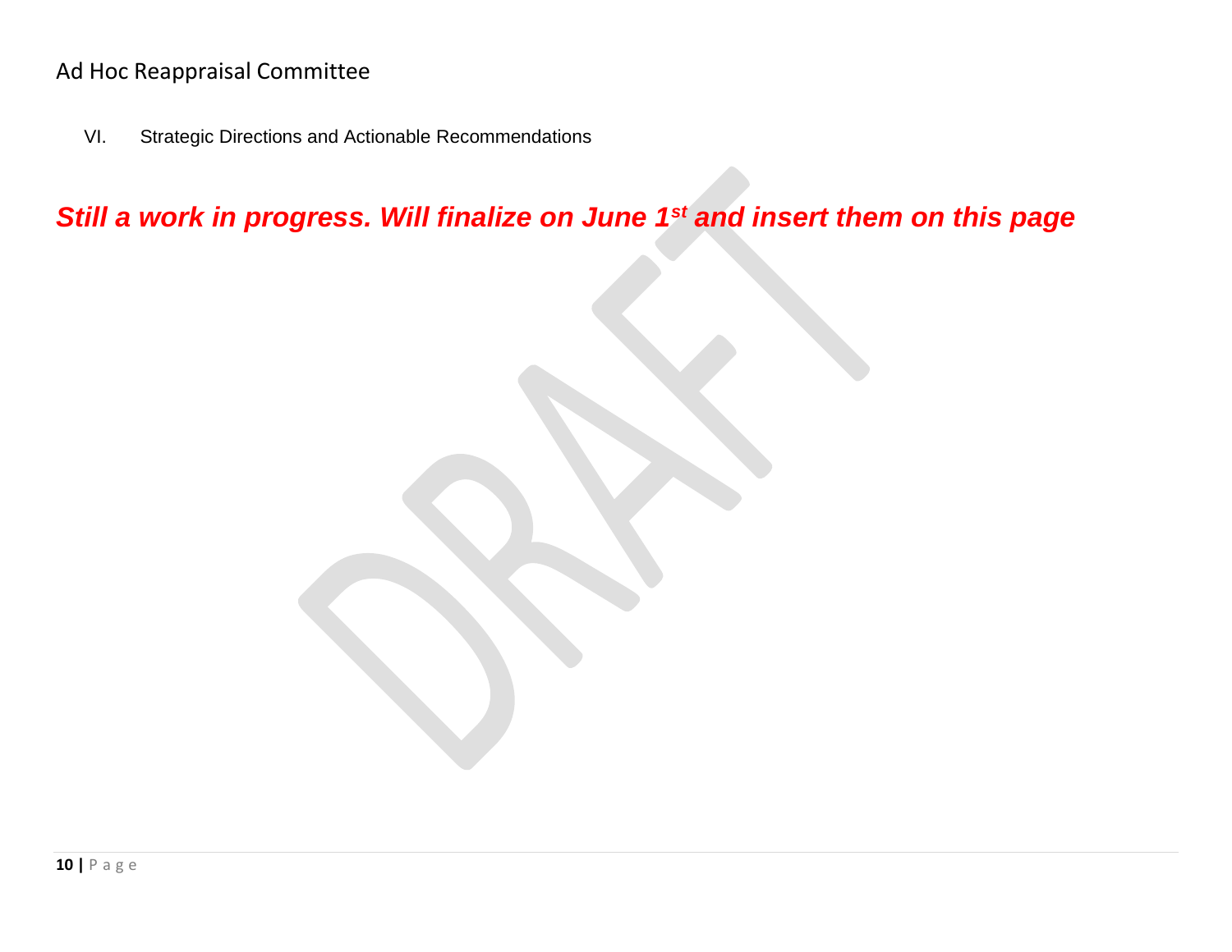## VI. Strategic Directions and Actionable Recommendations

***Still a work in progress. Will finalize on June 1st and insert them on this page***